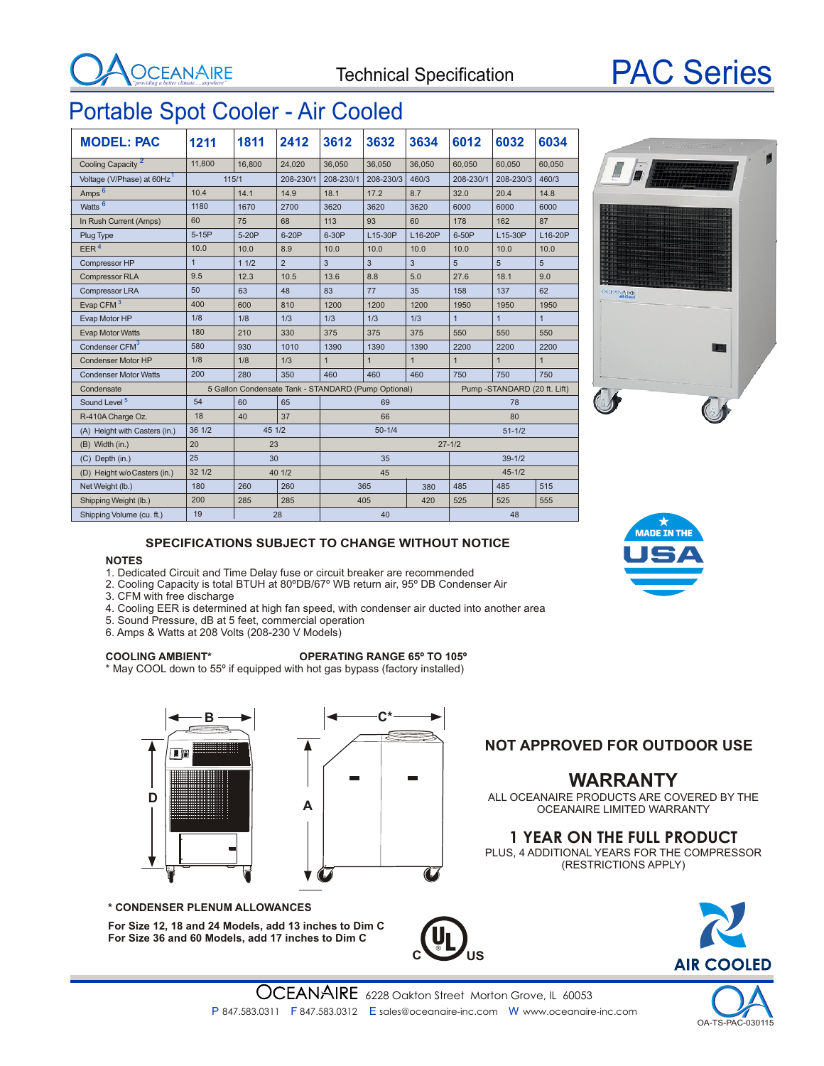# OCEANAIRE

Technical Specification

# PAC Series

## Portable Spot Cooler - Air Cooled

| MODEL: PAC | 1211 | 1811 | 2412 | 3612 | 3632 | 3634 | 6012 | 6032 | 6034 |
|---|---|---|---|---|---|---|---|---|---|
| Cooling Capacity [2] | 11,800 | 16,800 | 24,020 | 36,050 | 36,050 | 36,050 | 60,050 | 60,050 | 60,050 |
| Voltage (V/Phase) at 60Hz [1] | 115/1 | | 208-230/1 | 208-230/1 | 208-230/3 | 460/3 | 208-230/1 | 208-230/3 | 460/3 |
| Amps [6] | 10.4 | 14.1 | 14.9 | 18.1 | 17.2 | 8.7 | 32.0 | 20.4 | 14.8 |
| Watts [6] | 1180 | 1670 | 2700 | 3620 | 3620 | 3620 | 6000 | 6000 | 6000 |
| In Rush Current (Amps) | 60 | 75 | 68 | 113 | 93 | 60 | 178 | 162 | 87 |
| Plug Type | 5-15P | 5-20P | 6-20P | 6-30P | L15-30P | L16-20P | 6-50P | L15-30P | L16-20P |
| EER [4] | 10.0 | 10.0 | 8.9 | 10.0 | 10.0 | 10.0 | 10.0 | 10.0 | 10.0 |
| Compressor HP | 1 | 1 1/2 | 2 | 3 | 3 | 3 | 5 | 5 | 5 |
| Compressor RLA | 9.5 | 12.3 | 10.5 | 13.6 | 8.8 | 5.0 | 27.6 | 18.1 | 9.0 |
| Compressor LRA | 50 | 63 | 48 | 83 | 77 | 35 | 158 | 137 | 62 |
| Evap CFM [3] | 400 | 600 | 810 | 1200 | 1200 | 1200 | 1950 | 1950 | 1950 |
| Evap Motor HP | 1/8 | 1/8 | 1/3 | 1/3 | 1/3 | 1/3 | 1 | 1 | 1 |
| Evap Motor Watts | 180 | 210 | 330 | 375 | 375 | 375 | 550 | 550 | 550 |
| Condenser CFM [3] | 580 | 930 | 1010 | 1390 | 1390 | 1390 | 2200 | 2200 | 2200 |
| Condenser Motor HP | 1/8 | 1/8 | 1/3 | 1 | 1 | 1 | 1 | 1 | 1 |
| Condenser Motor Watts | 200 | 280 | 350 | 460 | 460 | 460 | 750 | 750 | 750 |
| Condensate | 5 Gallon Condensate Tank - STANDARD (Pump Optional) | | | | | | Pump -STANDARD (20 ft. Lift) | | |
| Sound Level [5] | 54 | 60 | 65 | 69 | | | 78 | | |
| R-410A Charge Oz. | 18 | 40 | 37 | 66 | | | 80 | | |
| (A) Height with Casters (in.) | 36 1/2 | 45 1/2 | | 50-1/4 | | | 51-1/2 | | |
| (B) Width (in.) | 20 | 23 | | 27-1/2 | | | | | |
| (C) Depth (in.) | 25 | 30 | | 35 | | | 39-1/2 | | |
| (D) Height w/o Casters (in.) | 32 1/2 | 40 1/2 | | 45 | | | 45-1/2 | | |
| Net Weight (lb.) | 180 | 260 | 260 | 365 | | 380 | 485 | 485 | 515 |
| Shipping Weight (lb.) | 200 | 285 | 285 | 405 | | 420 | 525 | 525 | 555 |
| Shipping Volume (cu. ft.) | 19 | 28 | | 40 | | | 48 | | |

**SPECIFICATIONS SUBJECT TO CHANGE WITHOUT NOTICE**

**NOTES**

1. Dedicated Circuit and Time Delay fuse or circuit breaker are recommended
2. Cooling Capacity is total BTUH at 80ºDB/67º WB return air, 95º DB Condenser Air
3. CFM with free discharge
4. Cooling EER is determined at high fan speed, with condenser air ducted into another area
5. Sound Pressure, dB at 5 feet, commercial operation
6. Amps & Watts at 208 Volts (208-230 V Models)

**COOLING AMBIENT*** **OPERATING RANGE 65º TO 105º**

* May COOL down to 55º if equipped with hot gas bypass (factory installed)

MADE IN THE USA

**NOT APPROVED FOR OUTDOOR USE**

## WARRANTY

ALL OCEANAIRE PRODUCTS ARE COVERED BY THE OCEANAIRE LIMITED WARRANTY

### 1 YEAR ON THE FULL PRODUCT

PLUS, 4 ADDITIONAL YEARS FOR THE COMPRESSOR (RESTRICTIONS APPLY)

**\* CONDENSER PLENUM ALLOWANCES**

**For Size 12, 18 and 24 Models, add 13 inches to Dim C**
**For Size 36 and 60 Models, add 17 inches to Dim C**

AIR COOLED

OCEANAIRE 6228 Oakton Street Morton Grove, IL 60053
P 847.583.0311 F 847.583.0312 E sales@oceanaire-inc.com W www.oceanaire-inc.com

OA-TS-PAC-030115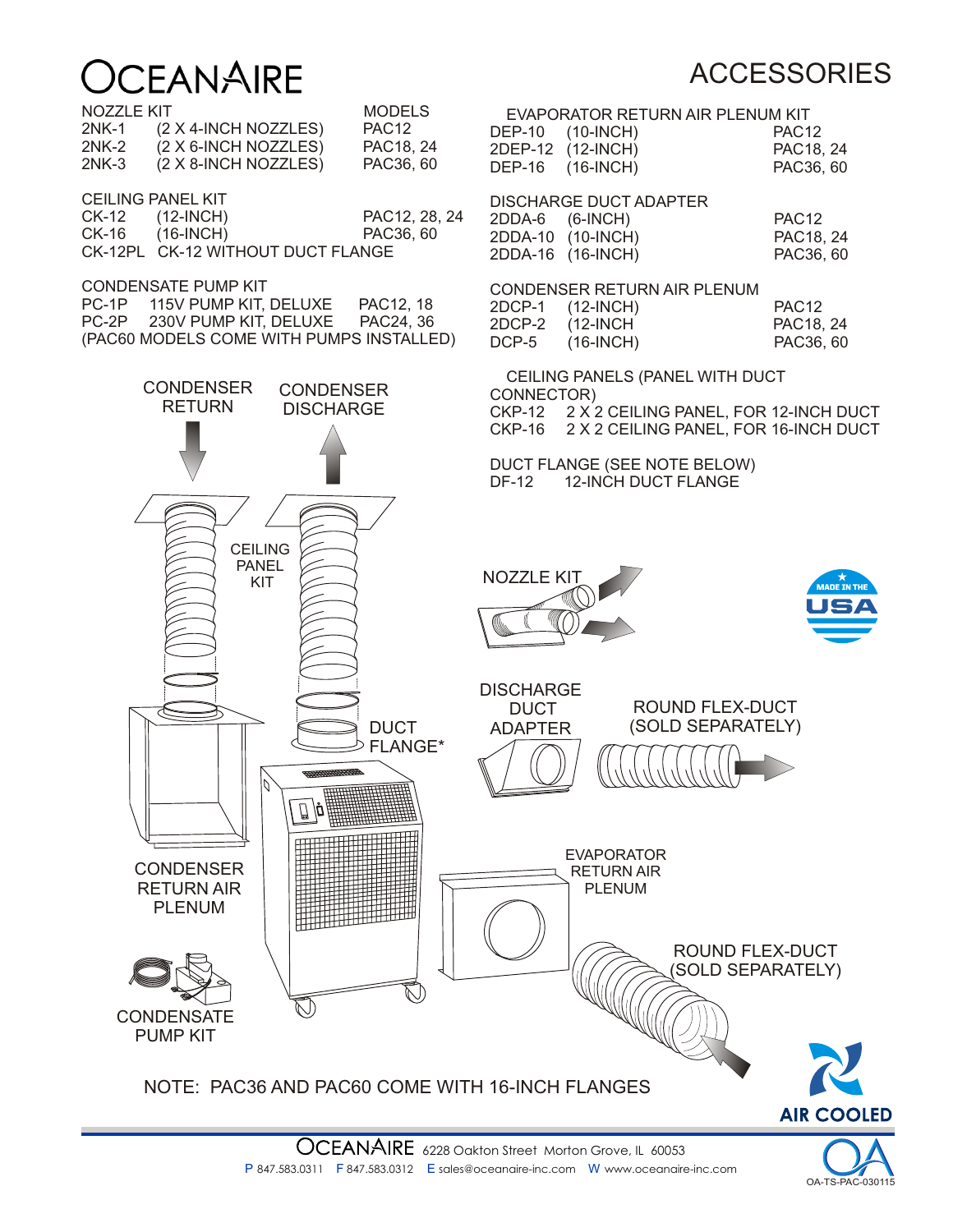# OCEANAIRE

# ACCESSORIES

| NOZZLE KIT | | MODELS |
|---|---|---|
| 2NK-1 | (2 X 4-INCH NOZZLES) | PAC12 |
| 2NK-2 | (2 X 6-INCH NOZZLES) | PAC18, 24 |
| 2NK-3 | (2 X 8-INCH NOZZLES) | PAC36, 60 |

| CEILING PANEL KIT | | |
|---|---|---|
| CK-12 | (12-INCH) | PAC12, 28, 24 |
| CK-16 | (16-INCH) | PAC36, 60 |
| CK-12PL | CK-12 WITHOUT DUCT FLANGE | |

| CONDENSATE PUMP KIT | | |
|---|---|---|
| PC-1P | 115V PUMP KIT, DELUXE | PAC12, 18 |
| PC-2P | 230V PUMP KIT, DELUXE | PAC24, 36 |

(PAC60 MODELS COME WITH PUMPS INSTALLED)

| EVAPORATOR RETURN AIR PLENUM KIT | | |
|---|---|---|
| DEP-10 | (10-INCH) | PAC12 |
| 2DEP-12 | (12-INCH) | PAC18, 24 |
| DEP-16 | (16-INCH) | PAC36, 60 |

| DISCHARGE DUCT ADAPTER | | |
|---|---|---|
| 2DDA-6 | (6-INCH) | PAC12 |
| 2DDA-10 | (10-INCH) | PAC18, 24 |
| 2DDA-16 | (16-INCH) | PAC36, 60 |

| CONDENSER RETURN AIR PLENUM | | |
|---|---|---|
| 2DCP-1 | (12-INCH) | PAC12 |
| 2DCP-2 | (12-INCH | PAC18, 24 |
| DCP-5 | (16-INCH) | PAC36, 60 |

| CEILING PANELS (PANEL WITH DUCT CONNECTOR) | |
|---|---|
| CKP-12 | 2 X 2 CEILING PANEL, FOR 12-INCH DUCT |
| CKP-16 | 2 X 2 CEILING PANEL, FOR 16-INCH DUCT |

| DUCT FLANGE (SEE NOTE BELOW) | |
|---|---|
| DF-12 | 12-INCH DUCT FLANGE |

CONDENSER RETURN

CONDENSER DISCHARGE

CEILING PANEL KIT

DUCT FLANGE*

CONDENSER RETURN AIR PLENUM

CONDENSATE PUMP KIT

NOZZLE KIT

DISCHARGE DUCT ADAPTER

ROUND FLEX-DUCT (SOLD SEPARATELY)

EVAPORATOR RETURN AIR PLENUM

ROUND FLEX-DUCT (SOLD SEPARATELY)

MADE IN THE USA

NOTE: PAC36 AND PAC60 COME WITH 16-INCH FLANGES

AIR COOLED

OCEANAIRE 6228 Oakton Street Morton Grove, IL 60053

P 847.583.0311 F 847.583.0312 E sales@oceanaire-inc.com W www.oceanaire-inc.com

OA-TS-PAC-030115